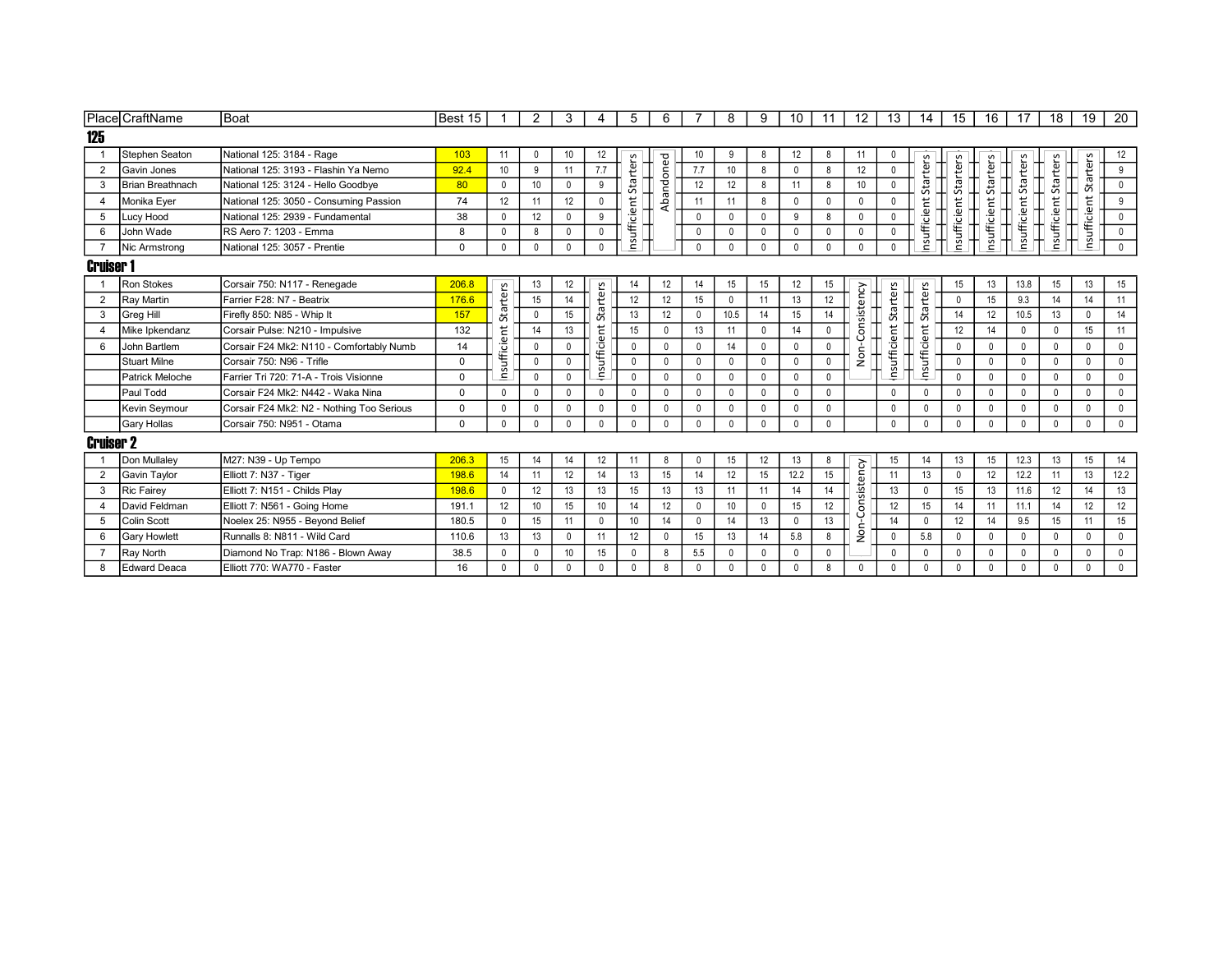## 125

| Place | CraftName | Boat | Best 15 | 1 | 2 | 3 | 4 | 5 | 6 | 7 | 8 | 9 | 10 | 11 | 12 | 13 | 14 | 15 | 16 | 17 | 18 | 19 | 20 |
|---|---|---|---|---|---|---|---|---|---|---|---|---|---|---|---|---|---|---|---|---|---|---|---|
| 1 | Stephen Seaton | National 125: 3184 - Rage | 103 | 11 | 0 | 10 | 12 | Insufficient Starters | Abandoned | 10 | 9 | 8 | 12 | 8 | 11 | 0 | Insufficient Starters | Insufficient Starters | Insufficient Starters | Insufficient Starters | Insufficient Starters | Insufficient Starters | 12 |
| 2 | Gavin Jones | National 125: 3193 - Flashin Ya Nemo | 92.4 | 10 | 9 | 11 | 7.7 | | | 7.7 | 10 | 8 | 0 | 8 | 12 | 0 | | | | | | | 9 |
| 3 | Brian Breathnach | National 125: 3124 - Hello Goodbye | 80 | 0 | 10 | 0 | 9 | | | 12 | 12 | 8 | 11 | 8 | 10 | 0 | | | | | | | 0 |
| 4 | Monika Eyer | National 125: 3050 - Consuming Passion | 74 | 12 | 11 | 12 | 0 | | | 11 | 11 | 8 | 0 | 0 | 0 | 0 | | | | | | | 9 |
| 5 | Lucy Hood | National 125: 2939 - Fundamental | 38 | 0 | 12 | 0 | 9 | | | 0 | 0 | 0 | 9 | 8 | 0 | 0 | | | | | | | 0 |
| 6 | John Wade | RS Aero 7: 1203 - Emma | 8 | 0 | 8 | 0 | 0 | | | 0 | 0 | 0 | 0 | 0 | 0 | 0 | | | | | | | 0 |
| 7 | Nic Armstrong | National 125: 3057 - Prentie | 0 | 0 | 0 | 0 | 0 | | | 0 | 0 | 0 | 0 | 0 | 0 | 0 | | | | | | | 0 |

## Cruiser 1

| Place | CraftName | Boat | Best 15 | 1 | 2 | 3 | 4 | 5 | 6 | 7 | 8 | 9 | 10 | 11 | 12 | 13 | 14 | 15 | 16 | 17 | 18 | 19 | 20 |
|---|---|---|---|---|---|---|---|---|---|---|---|---|---|---|---|---|---|---|---|---|---|---|---|
| 1 | Ron Stokes | Corsair 750: N117 - Renegade | 206.8 | Insufficient Starters | 13 | 12 | Insufficient Starters | 14 | 12 | 14 | 15 | 15 | 12 | 15 | Non-Consistency | Insufficient Starters | Insufficient Starters | 15 | 13 | 13.8 | 15 | 13 | 15 |
| 2 | Ray Martin | Farrier F28: N7 - Beatrix | 176.6 | | 15 | 14 | | 12 | 12 | 15 | 0 | 11 | 13 | 12 | | | | 0 | 15 | 9.3 | 14 | 14 | 11 |
| 3 | Greg Hill | Firefly 850: N85 - Whip It | 157 | | 0 | 15 | | 13 | 12 | 0 | 10.5 | 14 | 15 | 14 | | | | 14 | 12 | 10.5 | 13 | 0 | 14 |
| 4 | Mike Ipkendanz | Corsair Pulse: N210 - Impulsive | 132 | | 14 | 13 | | 15 | 0 | 13 | 11 | 0 | 14 | 0 | | | | 12 | 14 | 0 | 0 | 15 | 11 |
| 6 | John Bartlem | Corsair F24 Mk2: N110 - Comfortably Numb | 14 | | 0 | 0 | | 0 | 0 | 0 | 14 | 0 | 0 | 0 | | | | 0 | 0 | 0 | 0 | 0 | 0 |
| | Stuart Milne | Corsair 750: N96 - Trifle | 0 | | 0 | 0 | | 0 | 0 | 0 | 0 | 0 | 0 | 0 | | | | 0 | 0 | 0 | 0 | 0 | 0 |
| | Patrick Meloche | Farrier Tri 720: 71-A - Trois Visionne | 0 | | 0 | 0 | | 0 | 0 | 0 | 0 | 0 | 0 | 0 | | | | 0 | 0 | 0 | 0 | 0 | 0 |
| | Paul Todd | Corsair F24 Mk2: N442 - Waka Nina | 0 | 0 | 0 | 0 | 0 | 0 | 0 | 0 | 0 | 0 | 0 | 0 | | 0 | 0 | 0 | 0 | 0 | 0 | 0 | 0 |
| | Kevin Seymour | Corsair F24 Mk2: N2 - Nothing Too Serious | 0 | 0 | 0 | 0 | 0 | 0 | 0 | 0 | 0 | 0 | 0 | 0 | | 0 | 0 | 0 | 0 | 0 | 0 | 0 | 0 |
| | Gary Hollas | Corsair 750: N951 - Otama | 0 | 0 | 0 | 0 | 0 | 0 | 0 | 0 | 0 | 0 | 0 | 0 | | 0 | 0 | 0 | 0 | 0 | 0 | 0 | 0 |

## Cruiser 2

| Place | CraftName | Boat | Best 15 | 1 | 2 | 3 | 4 | 5 | 6 | 7 | 8 | 9 | 10 | 11 | 12 | 13 | 14 | 15 | 16 | 17 | 18 | 19 | 20 |
|---|---|---|---|---|---|---|---|---|---|---|---|---|---|---|---|---|---|---|---|---|---|---|---|
| 1 | Don Mullaley | M27: N39 - Up Tempo | 206.3 | 15 | 14 | 14 | 12 | 11 | 8 | 0 | 15 | 12 | 13 | 8 | Non-Consistency | 15 | 14 | 13 | 15 | 12.3 | 13 | 15 | 14 |
| 2 | Gavin Taylor | Elliott 7: N37 - Tiger | 198.6 | 14 | 11 | 12 | 14 | 13 | 15 | 14 | 12 | 15 | 12.2 | 15 | | 11 | 13 | 0 | 12 | 12.2 | 11 | 13 | 12.2 |
| 3 | Ric Fairey | Elliott 7: N151 - Childs Play | 198.6 | 0 | 12 | 13 | 13 | 15 | 13 | 13 | 11 | 11 | 14 | 14 | | 13 | 0 | 15 | 13 | 11.6 | 12 | 14 | 13 |
| 4 | David Feldman | Elliott 7: N561 - Going Home | 191.1 | 12 | 10 | 15 | 10 | 14 | 12 | 0 | 10 | 0 | 15 | 12 | | 12 | 15 | 14 | 11 | 11.1 | 14 | 12 | 12 |
| 5 | Colin Scott | Noelex 25: N955 - Beyond Belief | 180.5 | 0 | 15 | 11 | 0 | 10 | 14 | 0 | 14 | 13 | 0 | 13 | | 14 | 0 | 12 | 14 | 9.5 | 15 | 11 | 15 |
| 6 | Gary Howlett | Runnalls 8: N811 - Wild Card | 110.6 | 13 | 13 | 0 | 11 | 12 | 0 | 15 | 13 | 14 | 5.8 | 8 | | 0 | 5.8 | 0 | 0 | 0 | 0 | 0 | 0 |
| 7 | Ray North | Diamond No Trap: N186 - Blown Away | 38.5 | 0 | 0 | 10 | 15 | 0 | 8 | 5.5 | 0 | 0 | 0 | 0 | | 0 | 0 | 0 | 0 | 0 | 0 | 0 | 0 |
| 8 | Edward Deaca | Elliott 770: WA770 - Faster | 16 | 0 | 0 | 0 | 0 | 0 | 8 | 0 | 0 | 0 | 0 | 8 | 0 | 0 | 0 | 0 | 0 | 0 | 0 | 0 | 0 |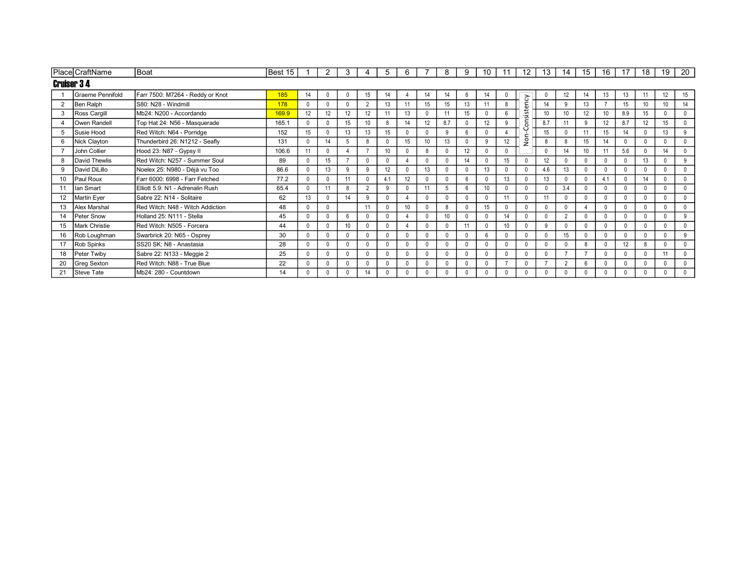| Place | CraftName | Boat | Best 15 | 1 | 2 | 3 | 4 | 5 | 6 | 7 | 8 | 9 | 10 | 11 | 12 | 13 | 14 | 15 | 16 | 17 | 18 | 19 | 20 |
|---|---|---|---|---|---|---|---|---|---|---|---|---|---|---|---|---|---|---|---|---|---|---|---|
| **Cruiser 3 4** | | | | | | | | | | | | | | | | | | | | | | | |
| 1 | Graeme Pennifold | Farr 7500: M7264 - Reddy or Knot | 185 | 14 | 0 | 0 | 15 | 14 | 4 | 14 | 14 | 6 | 14 | 0 | Non-Consistency | 0 | 12 | 14 | 13 | 13 | 11 | 12 | 15 |
| 2 | Ben Ralph | S80: N28 - Windmill | 178 | 0 | 0 | 0 | 2 | 13 | 11 | 15 | 15 | 13 | 11 | 8 | | 14 | 9 | 13 | 7 | 15 | 10 | 10 | 14 |
| 3 | Ross Cargill | Mb24: N200 - Accordando | 169.9 | 12 | 12 | 12 | 12 | 11 | 13 | 0 | 11 | 15 | 0 | 6 | | 10 | 10 | 12 | 10 | 8.9 | 15 | 0 | 0 |
| 4 | Owen Randell | Top Hat 24: N56 - Masquerade | 165.1 | 0 | 0 | 15 | 10 | 8 | 14 | 12 | 8.7 | 0 | 12 | 9 | | 8.7 | 11 | 9 | 12 | 8.7 | 12 | 15 | 0 |
| 5 | Susie Hood | Red Witch: N64 - Porridge | 152 | 15 | 0 | 13 | 13 | 15 | 0 | 0 | 9 | 6 | 0 | 4 | | 15 | 0 | 11 | 15 | 14 | 0 | 13 | 9 |
| 6 | Nick Clayton | Thunderbird 26: N1212 - Seafly | 131 | 0 | 14 | 5 | 8 | 0 | 15 | 10 | 13 | 0 | 9 | 12 | | 8 | 8 | 15 | 14 | 0 | 0 | 0 | 0 |
| 7 | John Collier | Hood 23: N87 - Gypsy II | 106.6 | 11 | 0 | 4 | 7 | 10 | 0 | 8 | 0 | 12 | 0 | 0 | | 0 | 14 | 10 | 11 | 5.6 | 0 | 14 | 0 |
| 8 | David Thewlis | Red Witch: N257 - Summer Soul | 89 | 0 | 15 | 7 | 0 | 0 | 4 | 0 | 0 | 14 | 0 | 15 | 0 | 12 | 0 | 0 | 0 | 0 | 13 | 0 | 9 |
| 9 | David DiLillo | Noelex 25: N980 - Déjà vu Too | 86.6 | 0 | 13 | 9 | 9 | 12 | 0 | 13 | 0 | 0 | 13 | 0 | 0 | 4.6 | 13 | 0 | 0 | 0 | 0 | 0 | 0 |
| 10 | Paul Roux | Farr 6000: 6998 - Farr Fetched | 77.2 | 0 | 0 | 11 | 0 | 4.1 | 12 | 0 | 0 | 6 | 0 | 13 | 0 | 13 | 0 | 0 | 4.1 | 0 | 14 | 0 | 0 |
| 11 | Ian Smart | Elliott 5.9: N1 - Adrenalin Rush | 65.4 | 0 | 11 | 8 | 2 | 9 | 0 | 11 | 5 | 6 | 10 | 0 | 0 | 0 | 3.4 | 0 | 0 | 0 | 0 | 0 | 0 |
| 12 | Martin Eyer | Sabre 22: N14 - Solitaire | 62 | 13 | 0 | 14 | 9 | 0 | 4 | 0 | 0 | 0 | 0 | 11 | 0 | 11 | 0 | 0 | 0 | 0 | 0 | 0 | 0 |
| 13 | Alex Marshal | Red Witch: N48 - Witch Addiction | 48 | 0 | 0 | | 11 | 0 | 10 | 0 | 8 | 0 | 15 | 0 | 0 | 0 | 0 | 4 | 0 | 0 | 0 | 0 | 0 |
| 14 | Peter Snow | Holland 25: N111 - Stella | 45 | 0 | 0 | 6 | 0 | 0 | 4 | 0 | 10 | 0 | 0 | 14 | 0 | 0 | 2 | 0 | 0 | 0 | 0 | 0 | 9 |
| 15 | Mark Christie | Red Witch: N505 - Forcera | 44 | 0 | 0 | 10 | 0 | 0 | 4 | 0 | 0 | 11 | 0 | 10 | 0 | 9 | 0 | 0 | 0 | 0 | 0 | 0 | 0 |
| 16 | Rob Loughman | Swarbrick 20: N65 - Osprey | 30 | 0 | 0 | 0 | 0 | 0 | 0 | 0 | 0 | 0 | 6 | 0 | 0 | 0 | 15 | 0 | 0 | 0 | 0 | 0 | 9 |
| 17 | Rob Spinks | SS20 SK: N8 - Anastasia | 28 | 0 | 0 | 0 | 0 | 0 | 0 | 0 | 0 | 0 | 0 | 0 | 0 | 0 | 0 | 8 | 0 | 12 | 8 | 0 | 0 |
| 18 | Peter Twiby | Sabre 22: N133 - Meggie 2 | 25 | 0 | 0 | 0 | 0 | 0 | 0 | 0 | 0 | 0 | 0 | 0 | 0 | 0 | 7 | 7 | 0 | 0 | 0 | 11 | 0 |
| 20 | Greg Sexton | Red Witch: N88 - True Blue | 22 | 0 | 0 | 0 | 0 | 0 | 0 | 0 | 0 | 0 | 0 | 7 | 0 | 7 | 2 | 6 | 0 | 0 | 0 | 0 | 0 |
| 21 | Steve Tate | Mb24: 280 - Countdown | 14 | 0 | 0 | 0 | 14 | 0 | 0 | 0 | 0 | 0 | 0 | 0 | 0 | 0 | 0 | 0 | 0 | 0 | 0 | 0 | 0 |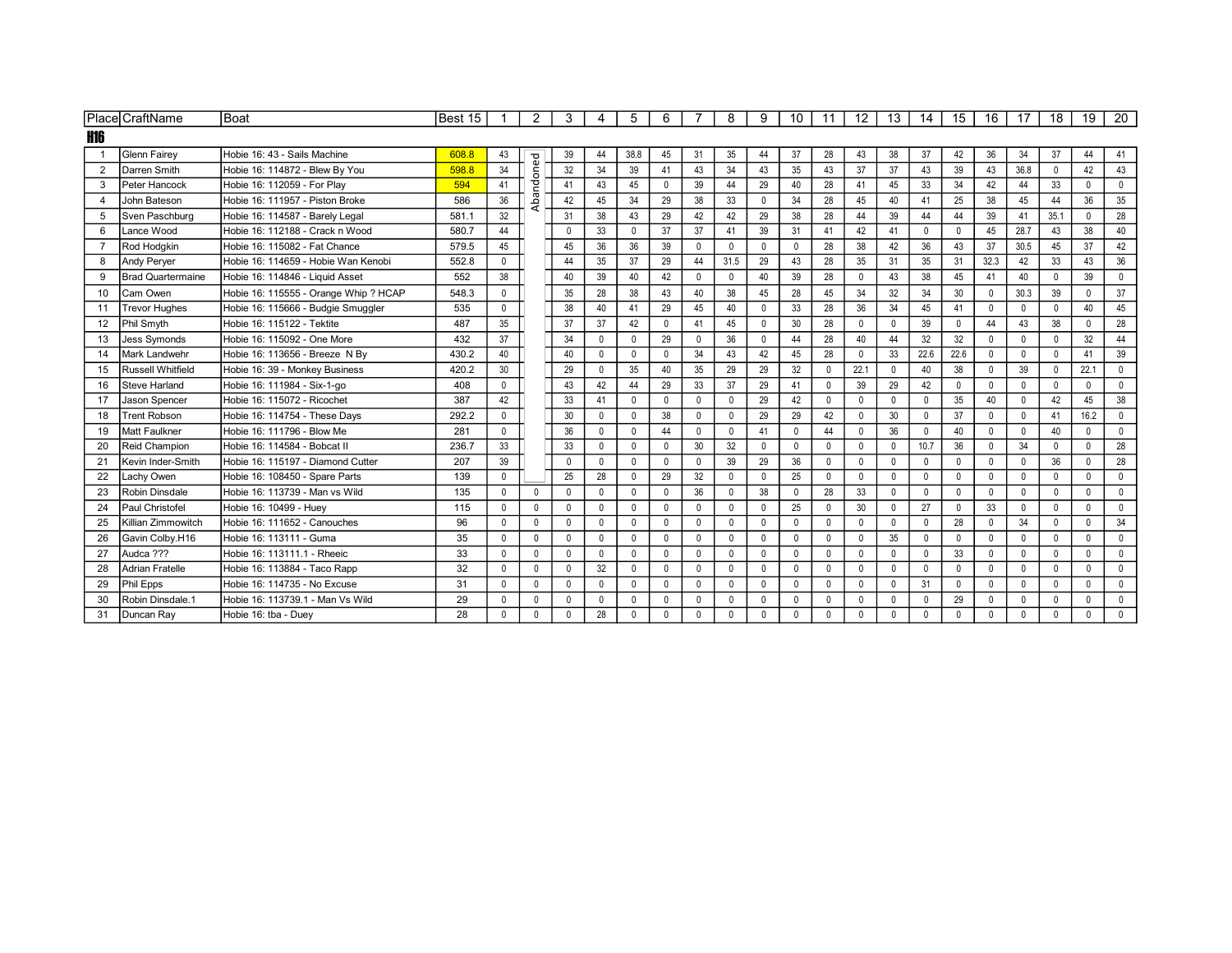| Place | CraftName | Boat | Best 15 | 1 | 2 | 3 | 4 | 5 | 6 | 7 | 8 | 9 | 10 | 11 | 12 | 13 | 14 | 15 | 16 | 17 | 18 | 19 | 20 |
|---|---|---|---|---|---|---|---|---|---|---|---|---|---|---|---|---|---|---|---|---|---|---|---|
| **H16** | | | | | | | | | | | | | | | | | | | | | | | |
| 1 | Glenn Fairey | Hobie 16: 43 - Sails Machine | 608.8 | 43 | Abandoned | 39 | 44 | 38.8 | 45 | 31 | 35 | 44 | 37 | 28 | 43 | 38 | 37 | 42 | 36 | 34 | 37 | 44 | 41 |
| 2 | Darren Smith | Hobie 16: 114872 - Blew By You | 598.8 | 34 | | 32 | 34 | 39 | 41 | 43 | 34 | 43 | 35 | 43 | 37 | 37 | 43 | 39 | 43 | 36.8 | 0 | 42 | 43 |
| 3 | Peter Hancock | Hobie 16: 112059 - For Play | 594 | 41 | | 41 | 43 | 45 | 0 | 39 | 44 | 29 | 40 | 28 | 41 | 45 | 33 | 34 | 42 | 44 | 33 | 0 | 0 |
| 4 | John Bateson | Hobie 16: 111957 - Piston Broke | 586 | 36 | | 42 | 45 | 34 | 29 | 38 | 33 | 0 | 34 | 28 | 45 | 40 | 41 | 25 | 38 | 45 | 44 | 36 | 35 |
| 5 | Sven Paschburg | Hobie 16: 114587 - Barely Legal | 581.1 | 32 | | 31 | 38 | 43 | 29 | 42 | 42 | 29 | 38 | 28 | 44 | 39 | 44 | 44 | 39 | 41 | 35.1 | 0 | 28 |
| 6 | Lance Wood | Hobie 16: 112188 - Crack n Wood | 580.7 | 44 | | 0 | 33 | 0 | 37 | 37 | 41 | 39 | 31 | 41 | 42 | 41 | 0 | 0 | 45 | 28.7 | 43 | 38 | 40 |
| 7 | Rod Hodgkin | Hobie 16: 115082 - Fat Chance | 579.5 | 45 | | 45 | 36 | 36 | 39 | 0 | 0 | 0 | 0 | 28 | 38 | 42 | 36 | 43 | 37 | 30.5 | 45 | 37 | 42 |
| 8 | Andy Peryer | Hobie 16: 114659 - Hobie Wan Kenobi | 552.8 | 0 | | 44 | 35 | 37 | 29 | 44 | 31.5 | 29 | 43 | 28 | 35 | 31 | 35 | 31 | 32.3 | 42 | 33 | 43 | 36 |
| 9 | Brad Quartermaine | Hobie 16: 114846 - Liquid Asset | 552 | 38 | | 40 | 39 | 40 | 42 | 0 | 0 | 40 | 39 | 28 | 0 | 43 | 38 | 45 | 41 | 40 | 0 | 39 | 0 |
| 10 | Cam Owen | Hobie 16: 115555 - Orange Whip ? HCAP | 548.3 | 0 | | 35 | 28 | 38 | 43 | 40 | 38 | 45 | 28 | 45 | 34 | 32 | 34 | 30 | 0 | 30.3 | 39 | 0 | 37 |
| 11 | Trevor Hughes | Hobie 16: 115666 - Budgie Smuggler | 535 | 0 | | 38 | 40 | 41 | 29 | 45 | 40 | 0 | 33 | 28 | 36 | 34 | 45 | 41 | 0 | 0 | 0 | 40 | 45 |
| 12 | Phil Smyth | Hobie 16: 115122 - Tektite | 487 | 35 | | 37 | 37 | 42 | 0 | 41 | 45 | 0 | 30 | 28 | 0 | 0 | 39 | 0 | 44 | 43 | 38 | 0 | 28 |
| 13 | Jess Symonds | Hobie 16: 115092 - One More | 432 | 37 | | 34 | 0 | 0 | 29 | 0 | 36 | 0 | 44 | 28 | 40 | 44 | 32 | 32 | 0 | 0 | 0 | 32 | 44 |
| 14 | Mark Landwehr | Hobie 16: 113656 - Breeze N By | 430.2 | 40 | | 40 | 0 | 0 | 0 | 34 | 43 | 42 | 45 | 28 | 0 | 33 | 22.6 | 22.6 | 0 | 0 | 0 | 41 | 39 |
| 15 | Russell Whitfield | Hobie 16: 39 - Monkey Business | 420.2 | 30 | | 29 | 0 | 35 | 40 | 35 | 29 | 29 | 32 | 0 | 22.1 | 0 | 40 | 38 | 0 | 39 | 0 | 22.1 | 0 |
| 16 | Steve Harland | Hobie 16: 111984 - Six-1-go | 408 | 0 | | 43 | 42 | 44 | 29 | 33 | 37 | 29 | 41 | 0 | 39 | 29 | 42 | 0 | 0 | 0 | 0 | 0 | 0 |
| 17 | Jason Spencer | Hobie 16: 115072 - Ricochet | 387 | 42 | | 33 | 41 | 0 | 0 | 0 | 0 | 29 | 42 | 0 | 0 | 0 | 0 | 35 | 40 | 0 | 42 | 45 | 38 |
| 18 | Trent Robson | Hobie 16: 114754 - These Days | 292.2 | 0 | | 30 | 0 | 0 | 38 | 0 | 0 | 29 | 29 | 42 | 0 | 30 | 0 | 37 | 0 | 0 | 41 | 16.2 | 0 |
| 19 | Matt Faulkner | Hobie 16: 111796 - Blow Me | 281 | 0 | | 36 | 0 | 0 | 44 | 0 | 0 | 41 | 0 | 44 | 0 | 36 | 0 | 40 | 0 | 0 | 40 | 0 | 0 |
| 20 | Reid Champion | Hobie 16: 114584 - Bobcat II | 236.7 | 33 | | 33 | 0 | 0 | 0 | 30 | 32 | 0 | 0 | 0 | 0 | 0 | 10.7 | 36 | 0 | 34 | 0 | 0 | 28 |
| 21 | Kevin Inder-Smith | Hobie 16: 115197 - Diamond Cutter | 207 | 39 | | 0 | 0 | 0 | 0 | 0 | 39 | 29 | 36 | 0 | 0 | 0 | 0 | 0 | 0 | 0 | 36 | 0 | 28 |
| 22 | Lachy Owen | Hobie 16: 108450 - Spare Parts | 139 | 0 | | 25 | 28 | 0 | 29 | 32 | 0 | 0 | 25 | 0 | 0 | 0 | 0 | 0 | 0 | 0 | 0 | 0 | 0 |
| 23 | Robin Dinsdale | Hobie 16: 113739 - Man vs Wild | 135 | 0 | 0 | 0 | 0 | 0 | 0 | 36 | 0 | 38 | 0 | 28 | 33 | 0 | 0 | 0 | 0 | 0 | 0 | 0 | 0 |
| 24 | Paul Christofel | Hobie 16: 10499 - Huey | 115 | 0 | 0 | 0 | 0 | 0 | 0 | 0 | 0 | 0 | 25 | 0 | 30 | 0 | 27 | 0 | 33 | 0 | 0 | 0 | 0 |
| 25 | Killian Zimmowitch | Hobie 16: 111652 - Canouches | 96 | 0 | 0 | 0 | 0 | 0 | 0 | 0 | 0 | 0 | 0 | 0 | 0 | 0 | 0 | 28 | 0 | 34 | 0 | 0 | 34 |
| 26 | Gavin Colby.H16 | Hobie 16: 113111 - Guma | 35 | 0 | 0 | 0 | 0 | 0 | 0 | 0 | 0 | 0 | 0 | 0 | 0 | 35 | 0 | 0 | 0 | 0 | 0 | 0 | 0 |
| 27 | Audca ??? | Hobie 16: 113111.1 - Rheeic | 33 | 0 | 0 | 0 | 0 | 0 | 0 | 0 | 0 | 0 | 0 | 0 | 0 | 0 | 0 | 33 | 0 | 0 | 0 | 0 | 0 |
| 28 | Adrian Fratelle | Hobie 16: 113884 - Taco Rapp | 32 | 0 | 0 | 0 | 32 | 0 | 0 | 0 | 0 | 0 | 0 | 0 | 0 | 0 | 0 | 0 | 0 | 0 | 0 | 0 | 0 |
| 29 | Phil Epps | Hobie 16: 114735 - No Excuse | 31 | 0 | 0 | 0 | 0 | 0 | 0 | 0 | 0 | 0 | 0 | 0 | 0 | 0 | 31 | 0 | 0 | 0 | 0 | 0 | 0 |
| 30 | Robin Dinsdale.1 | Hobie 16: 113739.1 - Man Vs Wild | 29 | 0 | 0 | 0 | 0 | 0 | 0 | 0 | 0 | 0 | 0 | 0 | 0 | 0 | 0 | 29 | 0 | 0 | 0 | 0 | 0 |
| 31 | Duncan Ray | Hobie 16: tba - Duey | 28 | 0 | 0 | 0 | 28 | 0 | 0 | 0 | 0 | 0 | 0 | 0 | 0 | 0 | 0 | 0 | 0 | 0 | 0 | 0 | 0 |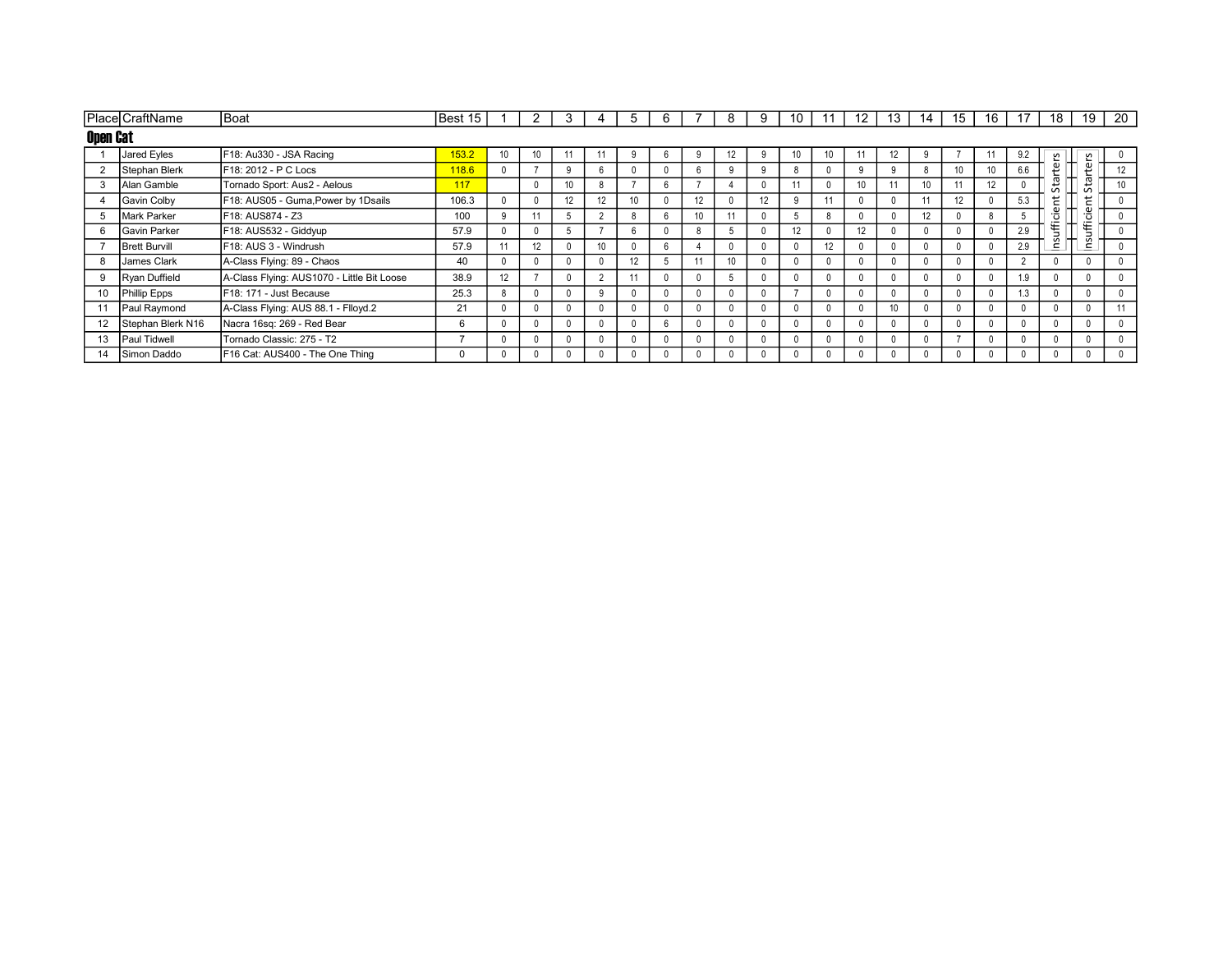| Place | CraftName | Boat | Best 15 | 1 | 2 | 3 | 4 | 5 | 6 | 7 | 8 | 9 | 10 | 11 | 12 | 13 | 14 | 15 | 16 | 17 | 18 | 19 | 20 |
|---|---|---|---|---|---|---|---|---|---|---|---|---|---|---|---|---|---|---|---|---|---|---|---|
| **Open Cat** | | | | | | | | | | | | | | | | | | | | | | | |
| 1 | Jared Eyles | F18: Au330 - JSA Racing | 153.2 | 10 | 10 | 11 | 11 | 9 | 6 | 9 | 12 | 9 | 10 | 10 | 11 | 12 | 9 | 7 | 11 | 9.2 | Insufficient Starters | Insufficient Starters | 0 |
| 2 | Stephan Blerk | F18: 2012 - P C Locs | 118.6 | 0 | 7 | 9 | 6 | 0 | 0 | 6 | 9 | 9 | 8 | 0 | 9 | 9 | 8 | 10 | 10 | 6.6 | | | 12 |
| 3 | Alan Gamble | Tornado Sport: Aus2 - Aelous | 117 | | 0 | 10 | 8 | 7 | 6 | 7 | 4 | 0 | 11 | 0 | 10 | 11 | 10 | 11 | 12 | 0 | | | 10 |
| 4 | Gavin Colby | F18: AUS05 - Guma,Power by 1Dsails | 106.3 | 0 | 0 | 12 | 12 | 10 | 0 | 12 | 0 | 12 | 9 | 11 | 0 | 0 | 11 | 12 | 0 | 5.3 | | | 0 |
| 5 | Mark Parker | F18: AUS874 - Z3 | 100 | 9 | 11 | 5 | 2 | 8 | 6 | 10 | 11 | 0 | 5 | 8 | 0 | 0 | 12 | 0 | 8 | 5 | | | 0 |
| 6 | Gavin Parker | F18: AUS532 - Giddyup | 57.9 | 0 | 0 | 5 | 7 | 6 | 0 | 8 | 5 | 0 | 12 | 0 | 12 | 0 | 0 | 0 | 0 | 2.9 | | | 0 |
| 7 | Brett Burvill | F18: AUS 3 - Windrush | 57.9 | 11 | 12 | 0 | 10 | 0 | 6 | 4 | 0 | 0 | 0 | 12 | 0 | 0 | 0 | 0 | 0 | 2.9 | | | 0 |
| 8 | James Clark | A-Class Flying: 89 - Chaos | 40 | 0 | 0 | 0 | 0 | 12 | 5 | 11 | 10 | 0 | 0 | 0 | 0 | 0 | 0 | 0 | 0 | 2 | 0 | 0 | 0 |
| 9 | Ryan Duffield | A-Class Flying: AUS1070 - Little Bit Loose | 38.9 | 12 | 7 | 0 | 2 | 11 | 0 | 0 | 5 | 0 | 0 | 0 | 0 | 0 | 0 | 0 | 0 | 1.9 | 0 | 0 | 0 |
| 10 | Phillip Epps | F18: 171 - Just Because | 25.3 | 8 | 0 | 0 | 9 | 0 | 0 | 0 | 0 | 0 | 7 | 0 | 0 | 0 | 0 | 0 | 0 | 1.3 | 0 | 0 | 0 |
| 11 | Paul Raymond | A-Class Flying: AUS 88.1 - Flloyd.2 | 21 | 0 | 0 | 0 | 0 | 0 | 0 | 0 | 0 | 0 | 0 | 0 | 0 | 10 | 0 | 0 | 0 | 0 | 0 | 0 | 11 |
| 12 | Stephan Blerk N16 | Nacra 16sq: 269 - Red Bear | 6 | 0 | 0 | 0 | 0 | 0 | 6 | 0 | 0 | 0 | 0 | 0 | 0 | 0 | 0 | 0 | 0 | 0 | 0 | 0 | 0 |
| 13 | Paul Tidwell | Tornado Classic: 275 - T2 | 7 | 0 | 0 | 0 | 0 | 0 | 0 | 0 | 0 | 0 | 0 | 0 | 0 | 0 | 0 | 7 | 0 | 0 | 0 | 0 | 0 |
| 14 | Simon Daddo | F16 Cat: AUS400 - The One Thing | 0 | 0 | 0 | 0 | 0 | 0 | 0 | 0 | 0 | 0 | 0 | 0 | 0 | 0 | 0 | 0 | 0 | 0 | 0 | 0 | 0 |